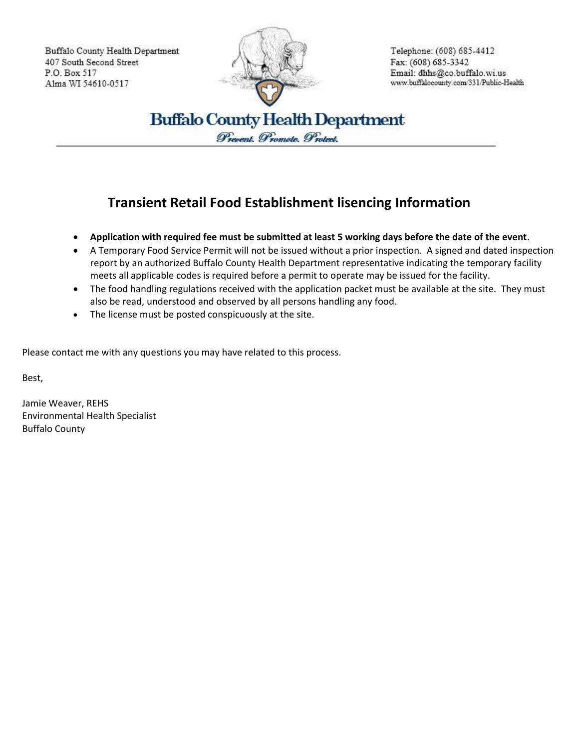Buffalo County Health Department
407 South Second Street
P.O. Box 517
Alma WI 54610-0517

Telephone: (608) 685-4412
Fax: (608) 685-3342
Email: dhhs@co.buffalo.wi.us
www.buffalocounty.com/331/Public-Health

**Buffalo County Health Department**

*Prevent. Promote. Protect.*

## Transient Retail Food Establishment lisencing Information

- **Application with required fee must be submitted at least 5 working days before the date of the event**.
- A Temporary Food Service Permit will not be issued without a prior inspection. A signed and dated inspection report by an authorized Buffalo County Health Department representative indicating the temporary facility meets all applicable codes is required before a permit to operate may be issued for the facility.
- The food handling regulations received with the application packet must be available at the site. They must also be read, understood and observed by all persons handling any food.
- The license must be posted conspicuously at the site.

Please contact me with any questions you may have related to this process.

Best,

Jamie Weaver, REHS
Environmental Health Specialist
Buffalo County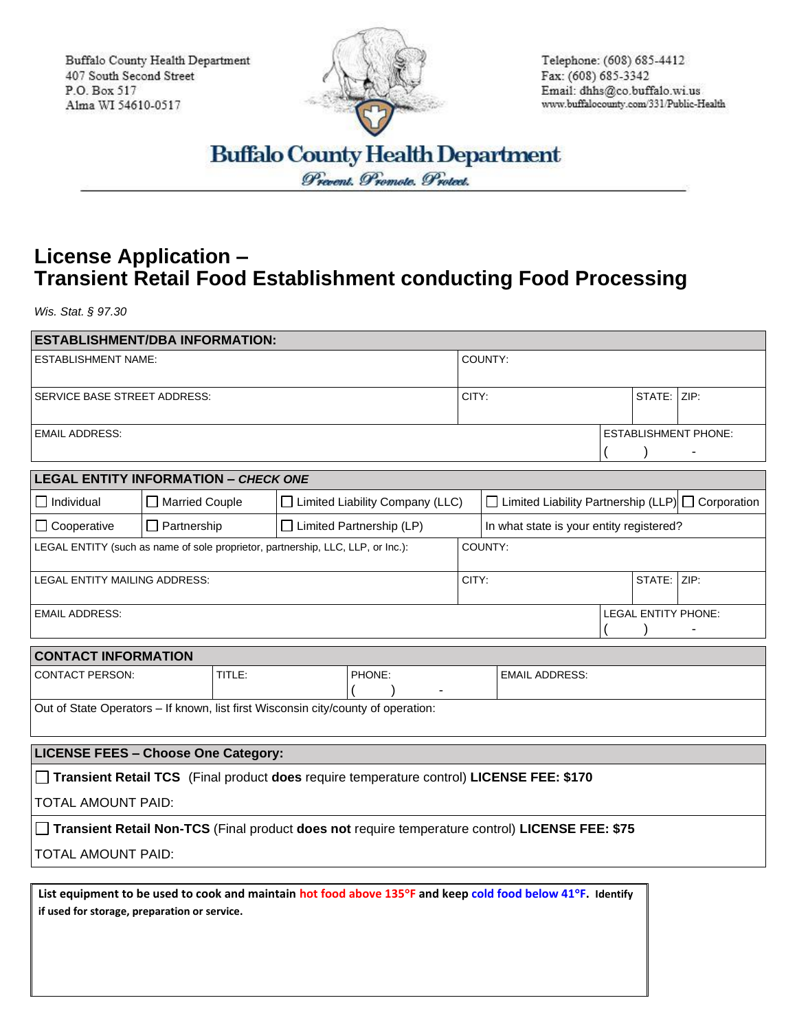Buffalo County Health Department
407 South Second Street
P.O. Box 517
Alma WI 54610-0517

Telephone: (608) 685-4412
Fax: (608) 685-3342
Email: dhhs@co.buffalo.wi.us
www.buffalocounty.com/331/Public-Health

**Buffalo County Health Department**

*Prevent. Promote. Protect.*

# License Application – Transient Retail Food Establishment conducting Food Processing

*Wis. Stat. § 97.30*

| **ESTABLISHMENT/DBA INFORMATION:** | | | |
|---|---|---|---|
| ESTABLISHMENT NAME: | COUNTY: | | |
| SERVICE BASE STREET ADDRESS: | CITY: | STATE: | ZIP: |
| EMAIL ADDRESS: | ESTABLISHMENT PHONE: ( ) - | | |

| **LEGAL ENTITY INFORMATION – *CHECK ONE*** | | | | |
|---|---|---|---|---|
| ☐ Individual | ☐ Married Couple | ☐ Limited Liability Company (LLC) | ☐ Limited Liability Partnership (LLP) | ☐ Corporation |
| ☐ Cooperative | ☐ Partnership | ☐ Limited Partnership (LP) | In what state is your entity registered? | |
| LEGAL ENTITY (such as name of sole proprietor, partnership, LLC, LLP, or Inc.): | | | COUNTY: | |
| LEGAL ENTITY MAILING ADDRESS: | | | CITY: | STATE: ZIP: |
| EMAIL ADDRESS: | | | LEGAL ENTITY PHONE: ( ) - | |

| **CONTACT INFORMATION** | | | |
|---|---|---|---|
| CONTACT PERSON: | TITLE: | PHONE: ( ) - | EMAIL ADDRESS: |
| Out of State Operators – If known, list first Wisconsin city/county of operation: | | | |

| **LICENSE FEES – Choose One Category:** |
|---|
| ☐ **Transient Retail TCS** (Final product **does** require temperature control) **LICENSE FEE: $170** |
| TOTAL AMOUNT PAID: |
| ☐ **Transient Retail Non-TCS** (Final product **does not** require temperature control) **LICENSE FEE: $75** |
| TOTAL AMOUNT PAID: |

**List equipment to be used to cook and maintain hot food above 135°F and keep cold food below 41°F. Identify if used for storage, preparation or service.**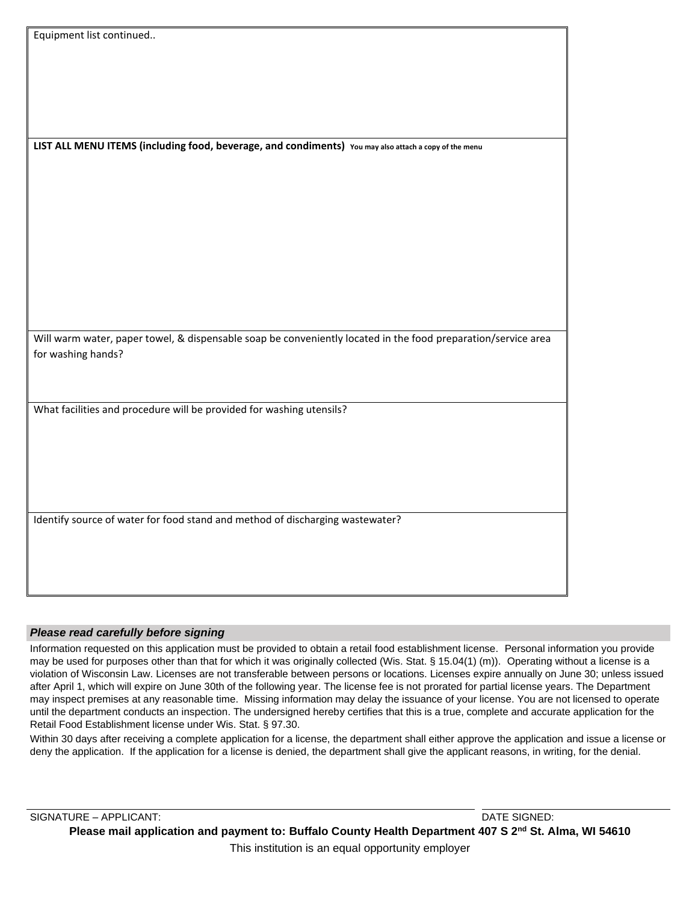Equipment list continued..

**LIST ALL MENU ITEMS (including food, beverage, and condiments)** You may also attach a copy of the menu

Will warm water, paper towel, & dispensable soap be conveniently located in the food preparation/service area for washing hands?

What facilities and procedure will be provided for washing utensils?

Identify source of water for food stand and method of discharging wastewater?

***Please read carefully before signing***

Information requested on this application must be provided to obtain a retail food establishment license. Personal information you provide may be used for purposes other than that for which it was originally collected (Wis. Stat. § 15.04(1) (m)). Operating without a license is a violation of Wisconsin Law. Licenses are not transferable between persons or locations. Licenses expire annually on June 30; unless issued after April 1, which will expire on June 30th of the following year. The license fee is not prorated for partial license years. The Department may inspect premises at any reasonable time. Missing information may delay the issuance of your license. You are not licensed to operate until the department conducts an inspection. The undersigned hereby certifies that this is a true, complete and accurate application for the Retail Food Establishment license under Wis. Stat. § 97.30.

Within 30 days after receiving a complete application for a license, the department shall either approve the application and issue a license or deny the application. If the application for a license is denied, the department shall give the applicant reasons, in writing, for the denial.

SIGNATURE – APPLICANT: DATE SIGNED:

**Please mail application and payment to: Buffalo County Health Department 407 S 2nd St. Alma, WI 54610**

This institution is an equal opportunity employer